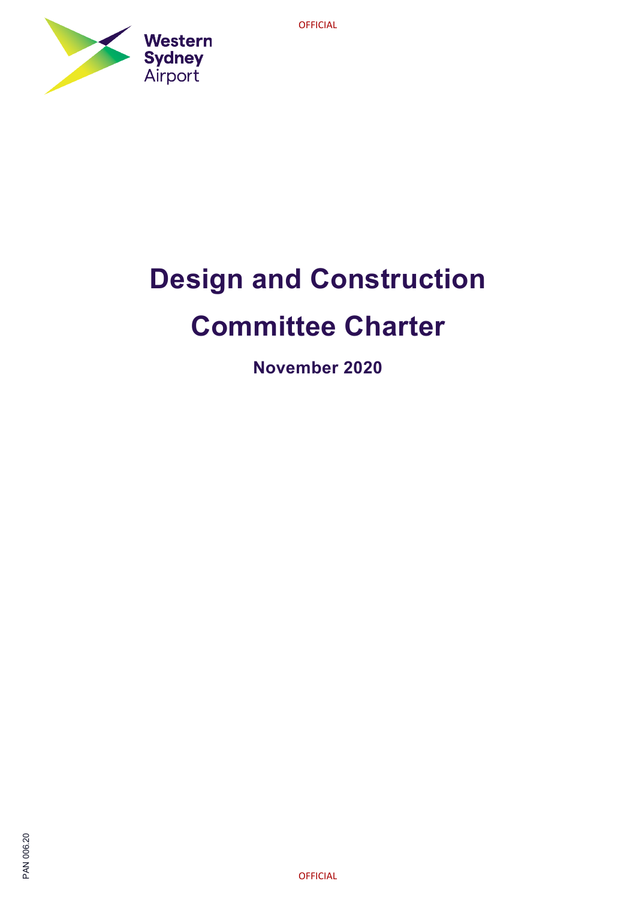# Design and Construction Committee Charter

**November 2020**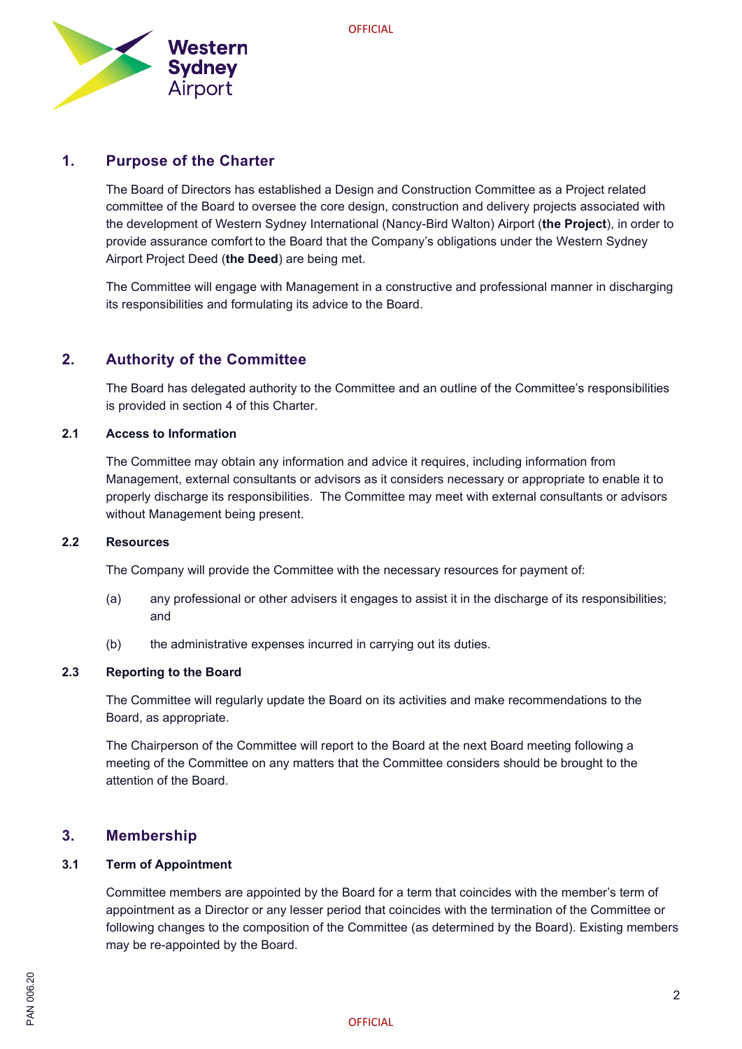## 1. Purpose of the Charter

The Board of Directors has established a Design and Construction Committee as a Project related committee of the Board to oversee the core design, construction and delivery projects associated with the development of Western Sydney International (Nancy-Bird Walton) Airport (**the Project**), in order to provide assurance comfort to the Board that the Company's obligations under the Western Sydney Airport Project Deed (**the Deed**) are being met.

The Committee will engage with Management in a constructive and professional manner in discharging its responsibilities and formulating its advice to the Board.

## 2. Authority of the Committee

The Board has delegated authority to the Committee and an outline of the Committee's responsibilities is provided in section 4 of this Charter.

### 2.1 Access to Information

The Committee may obtain any information and advice it requires, including information from Management, external consultants or advisors as it considers necessary or appropriate to enable it to properly discharge its responsibilities. The Committee may meet with external consultants or advisors without Management being present.

### 2.2 Resources

The Company will provide the Committee with the necessary resources for payment of:

(a) any professional or other advisers it engages to assist it in the discharge of its responsibilities; and

(b) the administrative expenses incurred in carrying out its duties.

### 2.3 Reporting to the Board

The Committee will regularly update the Board on its activities and make recommendations to the Board, as appropriate.

The Chairperson of the Committee will report to the Board at the next Board meeting following a meeting of the Committee on any matters that the Committee considers should be brought to the attention of the Board.

## 3. Membership

### 3.1 Term of Appointment

Committee members are appointed by the Board for a term that coincides with the member's term of appointment as a Director or any lesser period that coincides with the termination of the Committee or following changes to the composition of the Committee (as determined by the Board). Existing members may be re-appointed by the Board.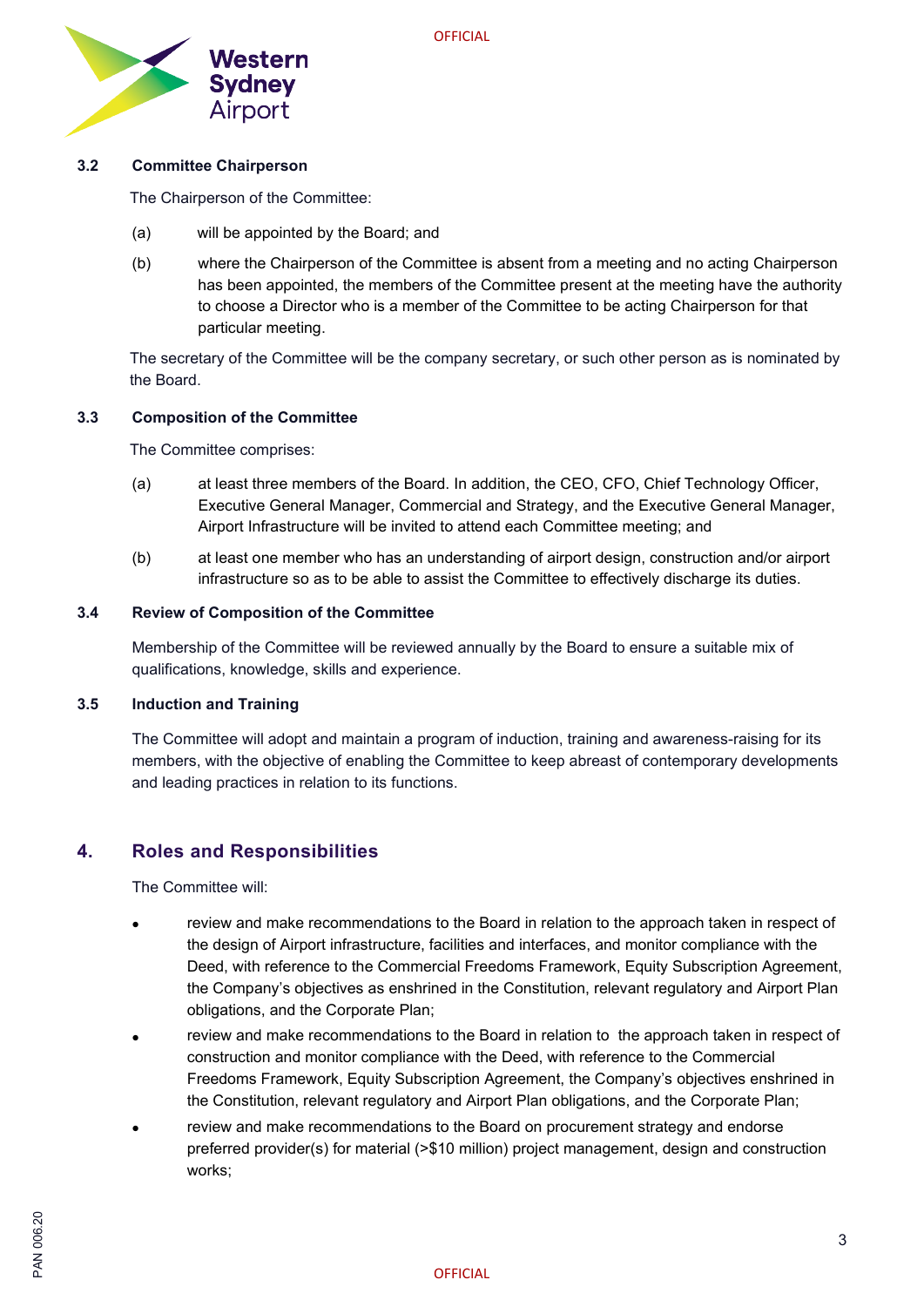### 3.2 Committee Chairperson

The Chairperson of the Committee:

(a) will be appointed by the Board; and

(b) where the Chairperson of the Committee is absent from a meeting and no acting Chairperson has been appointed, the members of the Committee present at the meeting have the authority to choose a Director who is a member of the Committee to be acting Chairperson for that particular meeting.

The secretary of the Committee will be the company secretary, or such other person as is nominated by the Board.

### 3.3 Composition of the Committee

The Committee comprises:

(a) at least three members of the Board. In addition, the CEO, CFO, Chief Technology Officer, Executive General Manager, Commercial and Strategy, and the Executive General Manager, Airport Infrastructure will be invited to attend each Committee meeting; and

(b) at least one member who has an understanding of airport design, construction and/or airport infrastructure so as to be able to assist the Committee to effectively discharge its duties.

### 3.4 Review of Composition of the Committee

Membership of the Committee will be reviewed annually by the Board to ensure a suitable mix of qualifications, knowledge, skills and experience.

### 3.5 Induction and Training

The Committee will adopt and maintain a program of induction, training and awareness-raising for its members, with the objective of enabling the Committee to keep abreast of contemporary developments and leading practices in relation to its functions.

## 4. Roles and Responsibilities

The Committee will:

- review and make recommendations to the Board in relation to the approach taken in respect of the design of Airport infrastructure, facilities and interfaces, and monitor compliance with the Deed, with reference to the Commercial Freedoms Framework, Equity Subscription Agreement, the Company's objectives as enshrined in the Constitution, relevant regulatory and Airport Plan obligations, and the Corporate Plan;
- review and make recommendations to the Board in relation to the approach taken in respect of construction and monitor compliance with the Deed, with reference to the Commercial Freedoms Framework, Equity Subscription Agreement, the Company's objectives enshrined in the Constitution, relevant regulatory and Airport Plan obligations, and the Corporate Plan;
- review and make recommendations to the Board on procurement strategy and endorse preferred provider(s) for material (>$10 million) project management, design and construction works;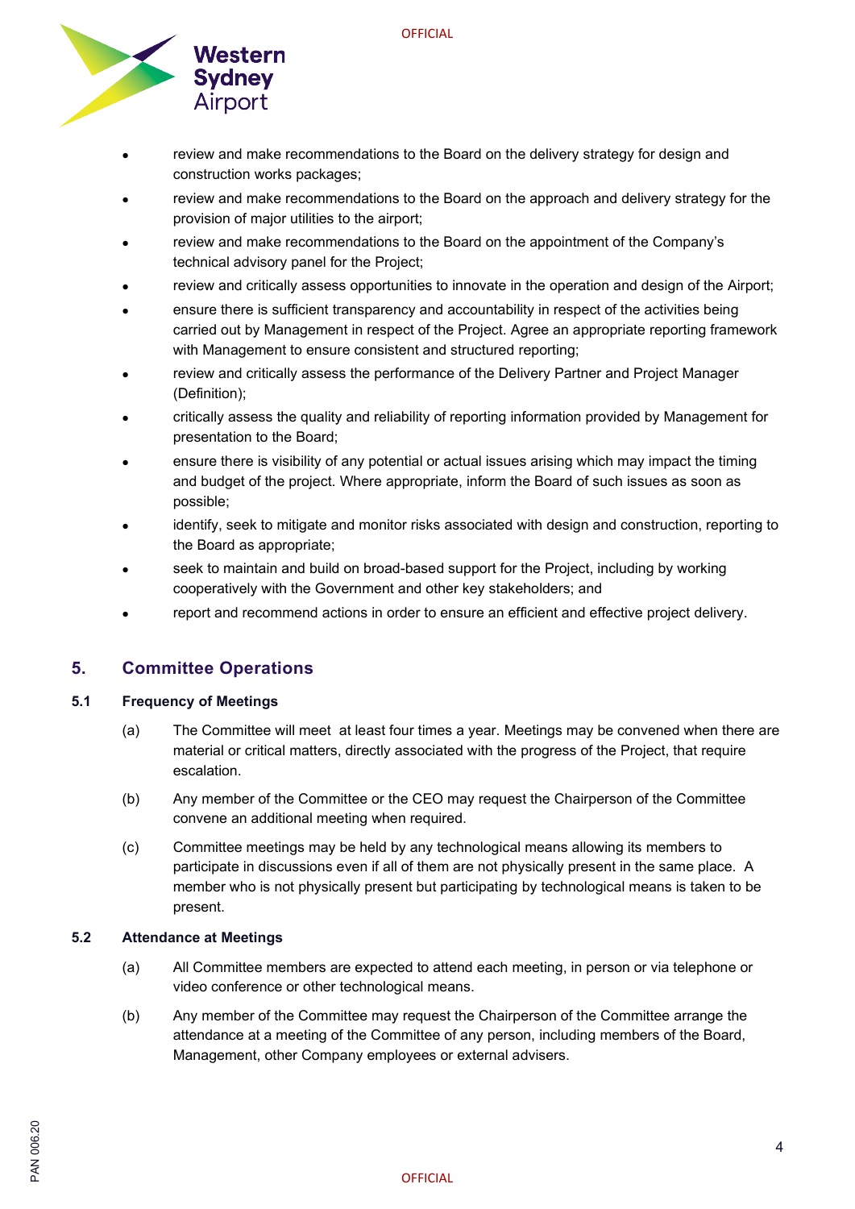- review and make recommendations to the Board on the delivery strategy for design and construction works packages;
- review and make recommendations to the Board on the approach and delivery strategy for the provision of major utilities to the airport;
- review and make recommendations to the Board on the appointment of the Company's technical advisory panel for the Project;
- review and critically assess opportunities to innovate in the operation and design of the Airport;
- ensure there is sufficient transparency and accountability in respect of the activities being carried out by Management in respect of the Project. Agree an appropriate reporting framework with Management to ensure consistent and structured reporting;
- review and critically assess the performance of the Delivery Partner and Project Manager (Definition);
- critically assess the quality and reliability of reporting information provided by Management for presentation to the Board;
- ensure there is visibility of any potential or actual issues arising which may impact the timing and budget of the project. Where appropriate, inform the Board of such issues as soon as possible;
- identify, seek to mitigate and monitor risks associated with design and construction, reporting to the Board as appropriate;
- seek to maintain and build on broad-based support for the Project, including by working cooperatively with the Government and other key stakeholders; and
- report and recommend actions in order to ensure an efficient and effective project delivery.

## 5. Committee Operations

### 5.1 Frequency of Meetings

(a) The Committee will meet at least four times a year. Meetings may be convened when there are material or critical matters, directly associated with the progress of the Project, that require escalation.

(b) Any member of the Committee or the CEO may request the Chairperson of the Committee convene an additional meeting when required.

(c) Committee meetings may be held by any technological means allowing its members to participate in discussions even if all of them are not physically present in the same place. A member who is not physically present but participating by technological means is taken to be present.

### 5.2 Attendance at Meetings

(a) All Committee members are expected to attend each meeting, in person or via telephone or video conference or other technological means.

(b) Any member of the Committee may request the Chairperson of the Committee arrange the attendance at a meeting of the Committee of any person, including members of the Board, Management, other Company employees or external advisers.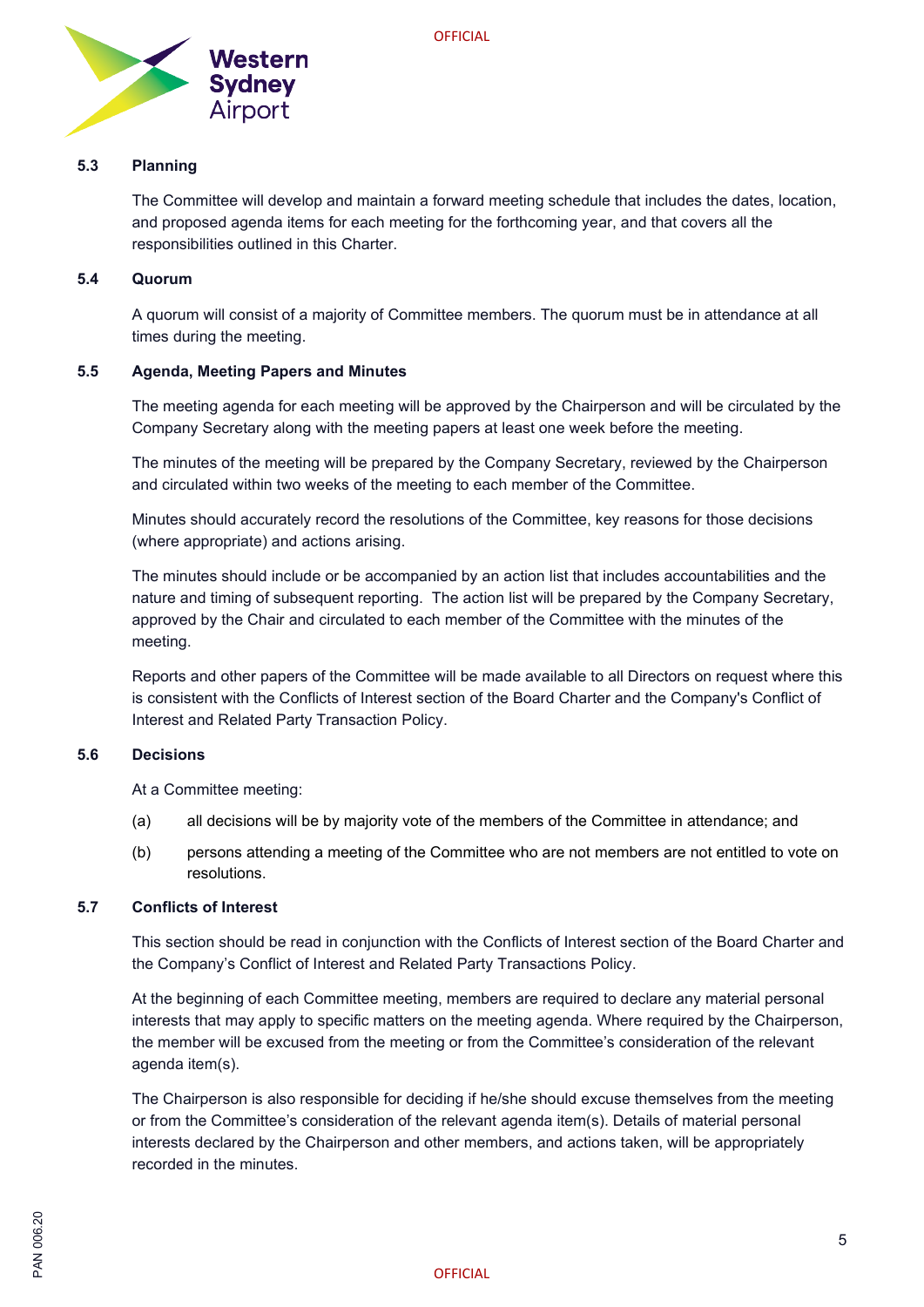### 5.3 Planning

The Committee will develop and maintain a forward meeting schedule that includes the dates, location, and proposed agenda items for each meeting for the forthcoming year, and that covers all the responsibilities outlined in this Charter.

### 5.4 Quorum

A quorum will consist of a majority of Committee members. The quorum must be in attendance at all times during the meeting.

### 5.5 Agenda, Meeting Papers and Minutes

The meeting agenda for each meeting will be approved by the Chairperson and will be circulated by the Company Secretary along with the meeting papers at least one week before the meeting.

The minutes of the meeting will be prepared by the Company Secretary, reviewed by the Chairperson and circulated within two weeks of the meeting to each member of the Committee.

Minutes should accurately record the resolutions of the Committee, key reasons for those decisions (where appropriate) and actions arising.

The minutes should include or be accompanied by an action list that includes accountabilities and the nature and timing of subsequent reporting. The action list will be prepared by the Company Secretary, approved by the Chair and circulated to each member of the Committee with the minutes of the meeting.

Reports and other papers of the Committee will be made available to all Directors on request where this is consistent with the Conflicts of Interest section of the Board Charter and the Company's Conflict of Interest and Related Party Transaction Policy.

### 5.6 Decisions

At a Committee meeting:

(a) all decisions will be by majority vote of the members of the Committee in attendance; and

(b) persons attending a meeting of the Committee who are not members are not entitled to vote on resolutions.

### 5.7 Conflicts of Interest

This section should be read in conjunction with the Conflicts of Interest section of the Board Charter and the Company's Conflict of Interest and Related Party Transactions Policy.

At the beginning of each Committee meeting, members are required to declare any material personal interests that may apply to specific matters on the meeting agenda. Where required by the Chairperson, the member will be excused from the meeting or from the Committee's consideration of the relevant agenda item(s).

The Chairperson is also responsible for deciding if he/she should excuse themselves from the meeting or from the Committee's consideration of the relevant agenda item(s). Details of material personal interests declared by the Chairperson and other members, and actions taken, will be appropriately recorded in the minutes.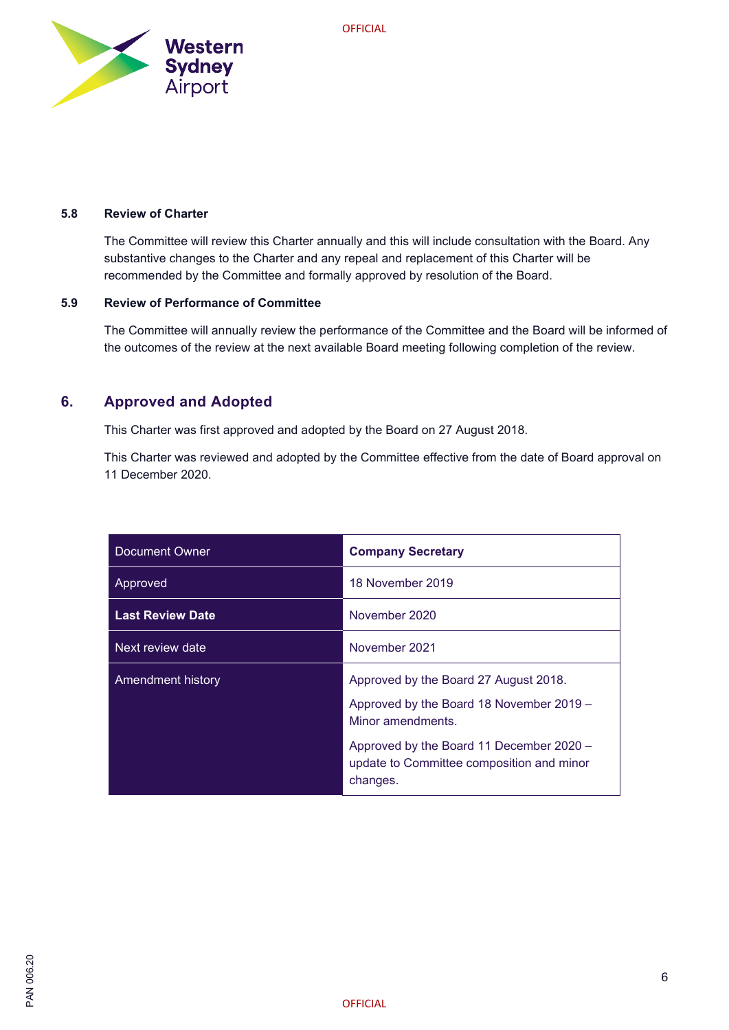**5.8 Review of Charter**

The Committee will review this Charter annually and this will include consultation with the Board. Any substantive changes to the Charter and any repeal and replacement of this Charter will be recommended by the Committee and formally approved by resolution of the Board.

**5.9 Review of Performance of Committee**

The Committee will annually review the performance of the Committee and the Board will be informed of the outcomes of the review at the next available Board meeting following completion of the review.

## 6. Approved and Adopted

This Charter was first approved and adopted by the Board on 27 August 2018.

This Charter was reviewed and adopted by the Committee effective from the date of Board approval on 11 December 2020.

| | |
|---|---|
| Document Owner | **Company Secretary** |
| Approved | 18 November 2019 |
| **Last Review Date** | November 2020 |
| Next review date | November 2021 |
| Amendment history | Approved by the Board 27 August 2018.<br>Approved by the Board 18 November 2019 – Minor amendments.<br>Approved by the Board 11 December 2020 – update to Committee composition and minor changes. |

PAN 006.20